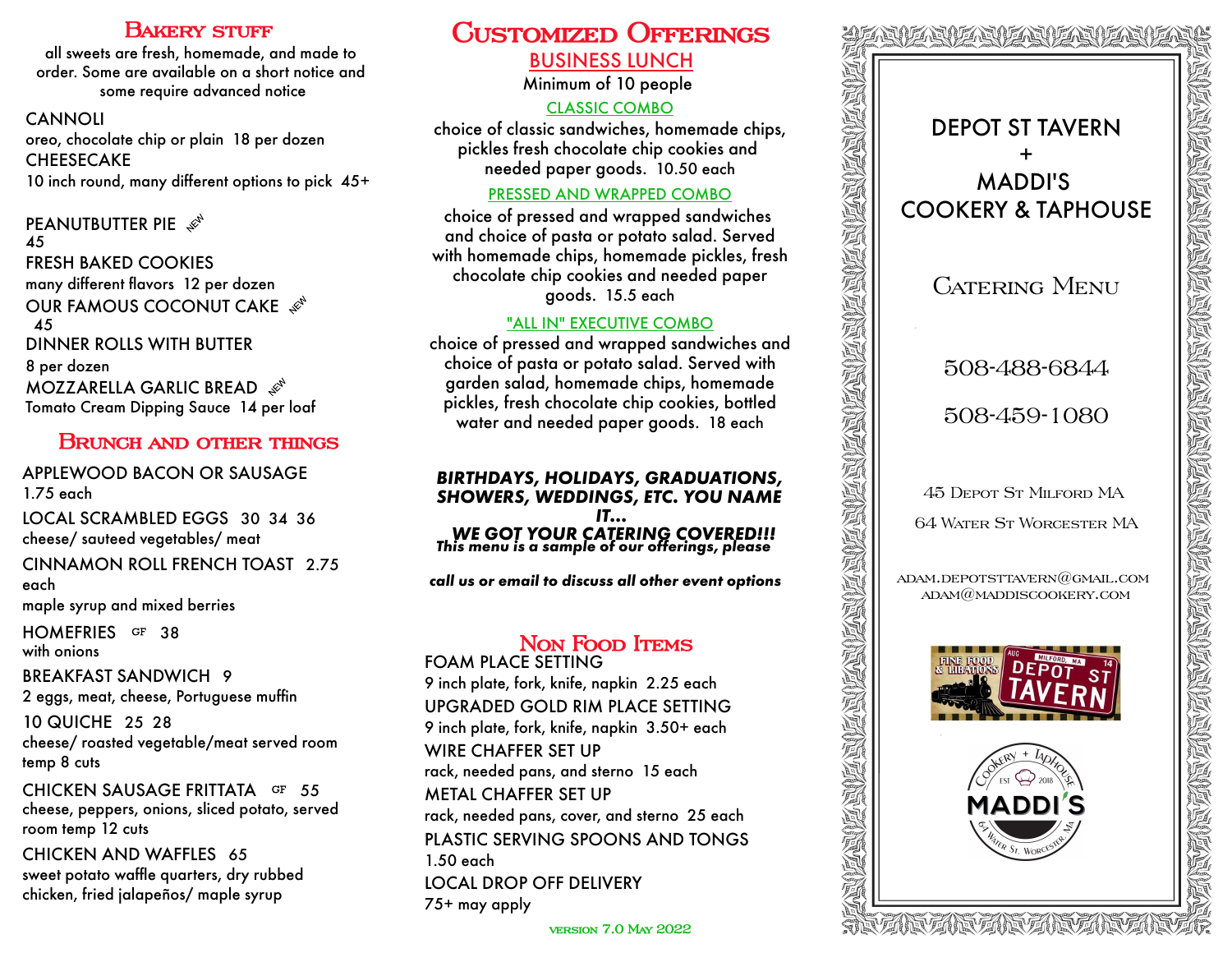## Bakery Stuff

all sweets are fresh, homemade, and made to order. Some are available on a short notice and some require advanced notice

CANNOLI
oreo, chocolate chip or plain 18 per dozen

CHEESECAKE
10 inch round, many different options to pick 45+

PEANUTBUTTER PIE *NEW*
45

FRESH BAKED COOKIES
many different flavors 12 per dozen

OUR FAMOUS COCONUT CAKE *NEW*
45

DINNER ROLLS WITH BUTTER
8 per dozen

MOZZARELLA GARLIC BREAD *NEW*
Tomato Cream Dipping Sauce 14 per loaf

## Brunch and other things

APPLEWOOD BACON OR SAUSAGE
1.75 each

LOCAL SCRAMBLED EGGS 30 34 36
cheese/ sauteed vegetables/ meat

CINNAMON ROLL FRENCH TOAST 2.75 each
maple syrup and mixed berries

HOMEFRIES GF 38
with onions

BREAKFAST SANDWICH 9
2 eggs, meat, cheese, Portuguese muffin

10 QUICHE 25 28
cheese/ roasted vegetable/meat served room temp 8 cuts

CHICKEN SAUSAGE FRITTATA GF 55
cheese, peppers, onions, sliced potato, served room temp 12 cuts

CHICKEN AND WAFFLES 65
sweet potato waffle quarters, dry rubbed chicken, fried jalapeños/ maple syrup

## Customized Offerings

### BUSINESS LUNCH

Minimum of 10 people

**CLASSIC COMBO**

choice of classic sandwiches, homemade chips, pickles fresh chocolate chip cookies and needed paper goods. 10.50 each

**PRESSED AND WRAPPED COMBO**

choice of pressed and wrapped sandwiches and choice of pasta or potato salad. Served with homemade chips, homemade pickles, fresh chocolate chip cookies and needed paper goods. 15.5 each

**"ALL IN" EXECUTIVE COMBO**

choice of pressed and wrapped sandwiches and choice of pasta or potato salad. Served with garden salad, homemade chips, homemade pickles, fresh chocolate chip cookies, bottled water and needed paper goods. 18 each

***BIRTHDAYS, HOLIDAYS, GRADUATIONS, SHOWERS, WEDDINGS, ETC. YOU NAME IT...***
***WE GOT YOUR CATERING COVERED!!!***

***This menu is a sample of our offerings, please call us or email to discuss all other event options***

## Non Food Items

FOAM PLACE SETTING
9 inch plate, fork, knife, napkin 2.25 each

UPGRADED GOLD RIM PLACE SETTING
9 inch plate, fork, knife, napkin 3.50+ each

WIRE CHAFFER SET UP
rack, needed pans, and sterno 15 each

METAL CHAFFER SET UP
rack, needed pans, cover, and sterno 25 each

PLASTIC SERVING SPOONS AND TONGS
1.50 each

LOCAL DROP OFF DELIVERY
75+ may apply

version 7.0 May 2022

# DEPOT ST TAVERN + MADDI'S COOKERY & TAPHOUSE

## Catering Menu

508-488-6844

508-459-1080

45 Depot St Milford MA

64 Water St Worcester MA

adam.depotsttavern@gmail.com
adam@maddiscookery.com

Fine Food & Libations — Depot St Tavern — Milford, MA — Aug 14

Maddi's Cookery + Taphouse — Est 2018 — 64 Water St. Worcester, MA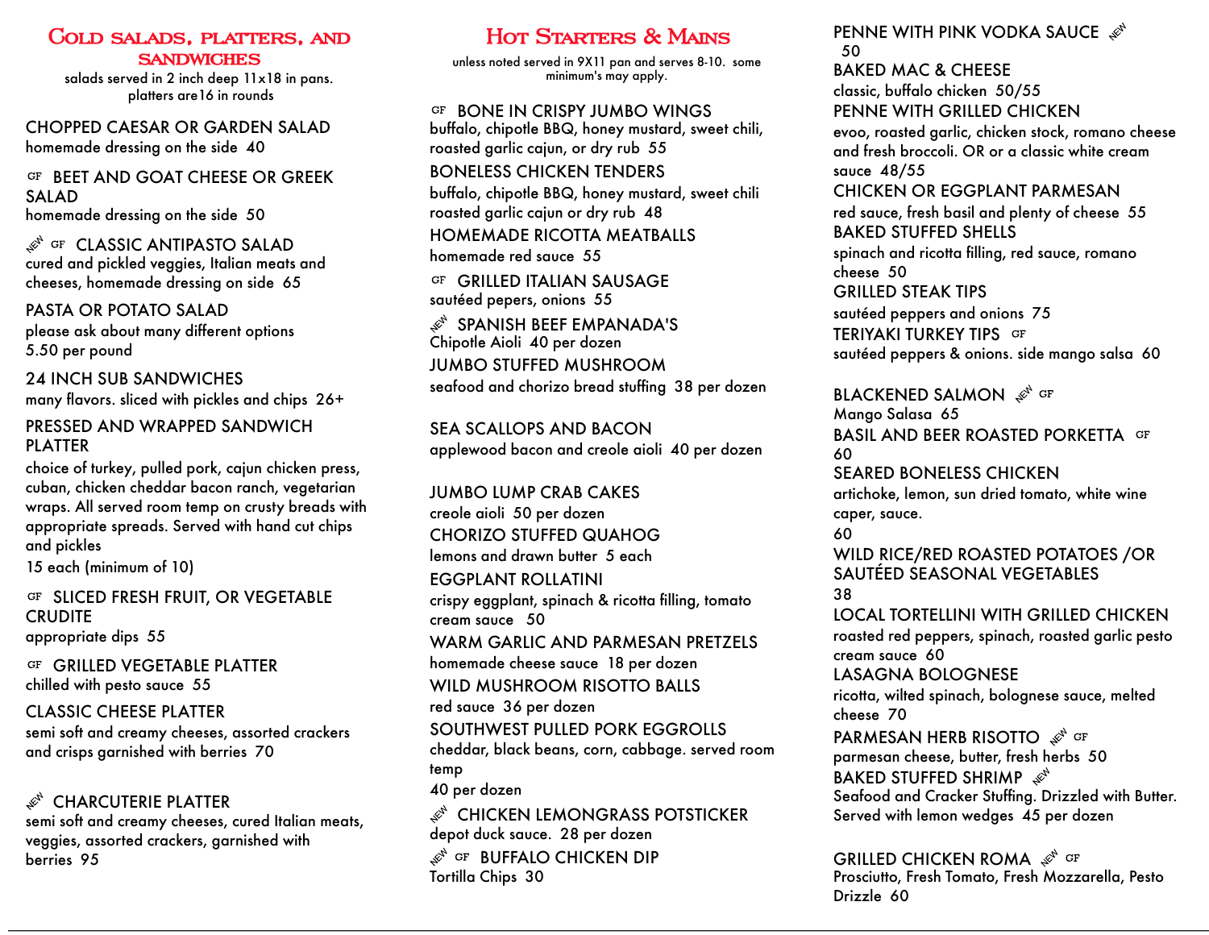## Cold salads, platters, and sandwiches

salads served in 2 inch deep 11x18 in pans. platters are16 in rounds

**CHOPPED CAESAR OR GARDEN SALAD**
homemade dressing on the side 40

GF **BEET AND GOAT CHEESE OR GREEK SALAD**
homemade dressing on the side 50

NEW GF **CLASSIC ANTIPASTO SALAD**
cured and pickled veggies, Italian meats and cheeses, homemade dressing on side 65

**PASTA OR POTATO SALAD**
please ask about many different options
5.50 per pound

**24 INCH SUB SANDWICHES**
many flavors. sliced with pickles and chips 26+

**PRESSED AND WRAPPED SANDWICH PLATTER**
choice of turkey, pulled pork, cajun chicken press, cuban, chicken cheddar bacon ranch, vegetarian wraps. All served room temp on crusty breads with appropriate spreads. Served with hand cut chips and pickles
15 each (minimum of 10)

GF **SLICED FRESH FRUIT, OR VEGETABLE CRUDITE**
appropriate dips 55

GF **GRILLED VEGETABLE PLATTER**
chilled with pesto sauce 55

**CLASSIC CHEESE PLATTER**
semi soft and creamy cheeses, assorted crackers and crisps garnished with berries 70

NEW **CHARCUTERIE PLATTER**
semi soft and creamy cheeses, cured Italian meats, veggies, assorted crackers, garnished with berries 95

## Hot Starters & Mains

unless noted served in 9X11 pan and serves 8-10. some minimum's may apply.

GF **BONE IN CRISPY JUMBO WINGS**
buffalo, chipotle BBQ, honey mustard, sweet chili, roasted garlic cajun, or dry rub 55

**BONELESS CHICKEN TENDERS**
buffalo, chipotle BBQ, honey mustard, sweet chili roasted garlic cajun or dry rub 48

**HOMEMADE RICOTTA MEATBALLS**
homemade red sauce 55

GF **GRILLED ITALIAN SAUSAGE**
sautéed pepers, onions 55

NEW **SPANISH BEEF EMPANADA'S**
Chipotle Aioli 40 per dozen

**JUMBO STUFFED MUSHROOM**
seafood and chorizo bread stuffing 38 per dozen

**SEA SCALLOPS AND BACON**
applewood bacon and creole aioli 40 per dozen

**JUMBO LUMP CRAB CAKES**
creole aioli 50 per dozen

**CHORIZO STUFFED QUAHOG**
lemons and drawn butter 5 each

**EGGPLANT ROLLATINI**
crispy eggplant, spinach & ricotta filling, tomato cream sauce 50

**WARM GARLIC AND PARMESAN PRETZELS**
homemade cheese sauce 18 per dozen

**WILD MUSHROOM RISOTTO BALLS**
red sauce 36 per dozen

**SOUTHWEST PULLED PORK EGGROLLS**
cheddar, black beans, corn, cabbage. served room temp
40 per dozen

NEW **CHICKEN LEMONGRASS POTSTICKER**
depot duck sauce. 28 per dozen

NEW GF **BUFFALO CHICKEN DIP**
Tortilla Chips 30

**PENNE WITH PINK VODKA SAUCE** NEW
50

**BAKED MAC & CHEESE**
classic, buffalo chicken 50/55

**PENNE WITH GRILLED CHICKEN**
evoo, roasted garlic, chicken stock, romano cheese and fresh broccoli. OR or a classic white cream sauce 48/55

**CHICKEN OR EGGPLANT PARMESAN**
red sauce, fresh basil and plenty of cheese 55

**BAKED STUFFED SHELLS**
spinach and ricotta filling, red sauce, romano cheese 50

**GRILLED STEAK TIPS**
sautéed peppers and onions 75

**TERIYAKI TURKEY TIPS** GF
sautéed peppers & onions. side mango salsa 60

**BLACKENED SALMON** NEW GF
Mango Salasa 65

**BASIL AND BEER ROASTED PORKETTA** GF
60

**SEARED BONELESS CHICKEN**
artichoke, lemon, sun dried tomato, white wine caper, sauce.
60

**WILD RICE/RED ROASTED POTATOES /OR SAUTÉED SEASONAL VEGETABLES**
38

**LOCAL TORTELLINI WITH GRILLED CHICKEN**
roasted red peppers, spinach, roasted garlic pesto cream sauce 60

**LASAGNA BOLOGNESE**
ricotta, wilted spinach, bolognese sauce, melted cheese 70

**PARMESAN HERB RISOTTO** NEW GF
parmesan cheese, butter, fresh herbs 50

**BAKED STUFFED SHRIMP** NEW
Seafood and Cracker Stuffing. Drizzled with Butter. Served with lemon wedges 45 per dozen

**GRILLED CHICKEN ROMA** NEW GF
Prosciutto, Fresh Tomato, Fresh Mozzarella, Pesto Drizzle 60